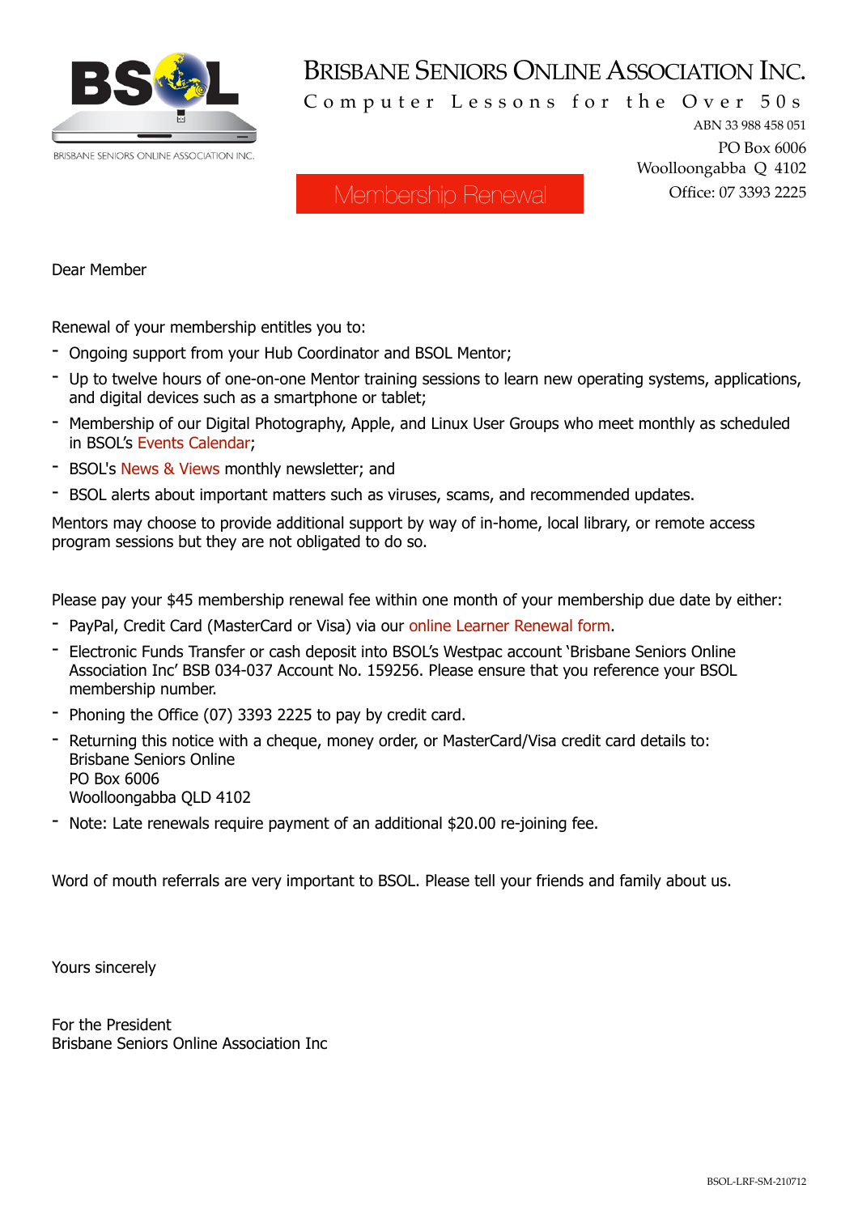BRISBANE SENIORS ONLINE ASSOCIATION INC.

BRISBANE SENIORS ONLINE ASSOCIATION INC.

Computer Lessons for the Over 50s

ABN 33 988 458 051

PO Box 6006
Woolloongabba Q 4102
Office: 07 3393 2225

## Membership Renewal

Dear Member

Renewal of your membership entitles you to:

- Ongoing support from your Hub Coordinator and BSOL Mentor;
- Up to twelve hours of one-on-one Mentor training sessions to learn new operating systems, applications, and digital devices such as a smartphone or tablet;
- Membership of our Digital Photography, Apple, and Linux User Groups who meet monthly as scheduled in BSOL's Events Calendar;
- BSOL's News & Views monthly newsletter; and
- BSOL alerts about important matters such as viruses, scams, and recommended updates.

Mentors may choose to provide additional support by way of in-home, local library, or remote access program sessions but they are not obligated to do so.

Please pay your $45 membership renewal fee within one month of your membership due date by either:

- PayPal, Credit Card (MasterCard or Visa) via our online Learner Renewal form.
- Electronic Funds Transfer or cash deposit into BSOL's Westpac account 'Brisbane Seniors Online Association Inc' BSB 034-037 Account No. 159256. Please ensure that you reference your BSOL membership number.
- Phoning the Office (07) 3393 2225 to pay by credit card.
- Returning this notice with a cheque, money order, or MasterCard/Visa credit card details to:
  Brisbane Seniors Online
  PO Box 6006
  Woolloongabba QLD 4102
- Note: Late renewals require payment of an additional $20.00 re-joining fee.

Word of mouth referrals are very important to BSOL. Please tell your friends and family about us.

Yours sincerely

For the President
Brisbane Seniors Online Association Inc

BSOL-LRF-SM-210712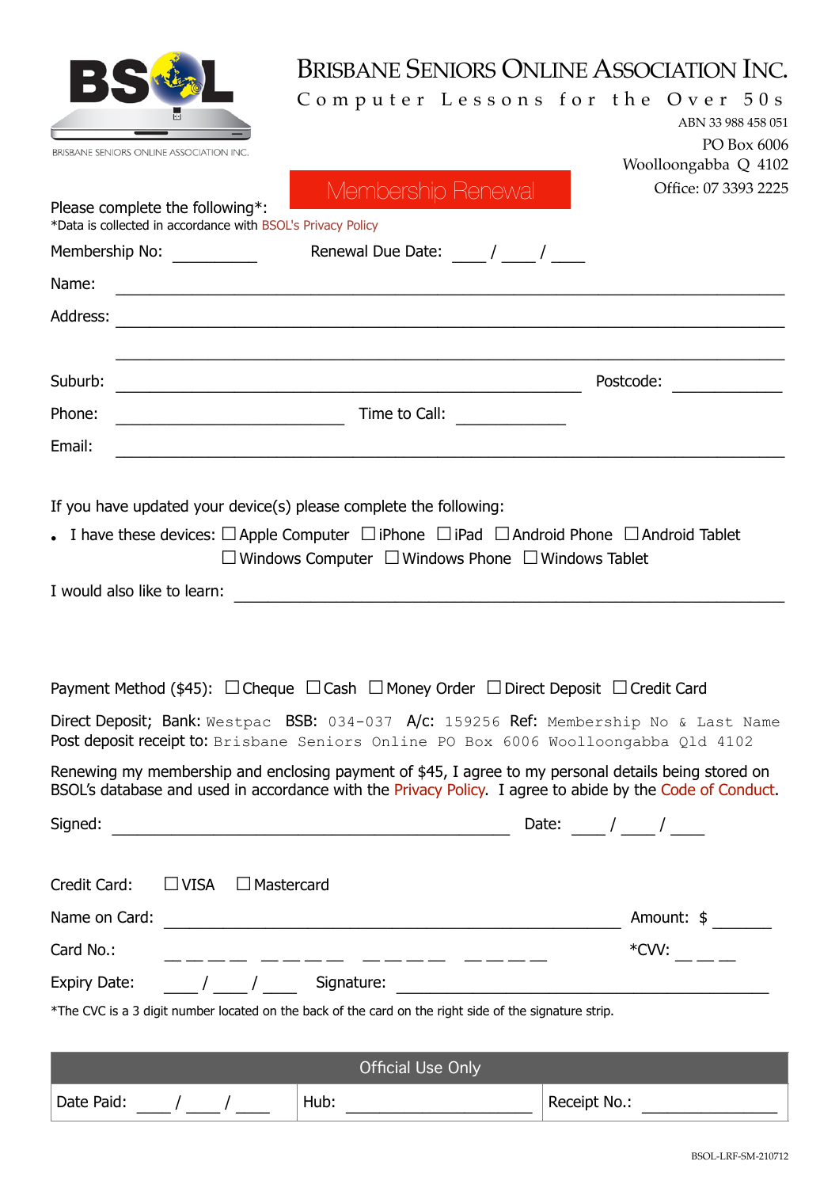# BRISBANE SENIORS ONLINE ASSOCIATION INC.

Computer Lessons for the Over 50s

ABN 33 988 458 051

PO Box 6006
Woolloongabba Q 4102
Office: 07 3393 2225

BRISBANE SENIORS ONLINE ASSOCIATION INC.

## Membership Renewal

Please complete the following*:
*Data is collected in accordance with BSOL's Privacy Policy

Membership No: __________ Renewal Due Date: ____ / ____ / ____

Name: ____________________

Address: ____________________

____________________

Suburb: ____________________ Postcode: ____________

Phone: ____________________ Time to Call: ____________

Email: ____________________

If you have updated your device(s) please complete the following:

- I have these devices: ☐ Apple Computer ☐ iPhone ☐ iPad ☐ Android Phone ☐ Android Tablet ☐ Windows Computer ☐ Windows Phone ☐ Windows Tablet

I would also like to learn: ____________________

Payment Method ($45): ☐ Cheque ☐ Cash ☐ Money Order ☐ Direct Deposit ☐ Credit Card

Direct Deposit; Bank: Westpac BSB: 034-037 A/c: 159256 Ref: Membership No & Last Name
Post deposit receipt to: Brisbane Seniors Online PO Box 6006 Woolloongabba Qld 4102

Renewing my membership and enclosing payment of $45, I agree to my personal details being stored on BSOL's database and used in accordance with the Privacy Policy. I agree to abide by the Code of Conduct.

Signed: ____________________ Date: ____ / ____ / ____

Credit Card: ☐ VISA ☐ Mastercard

Name on Card: ____________________ Amount: $ ________

Card No.: _ _ _ _ _ _ _ _ _ _ _ _ _ _ _ _ *CVV: _ _ _

Expiry Date: ____ / ____ / ____ Signature: ____________________

*The CVC is a 3 digit number located on the back of the card on the right side of the signature strip.

| Official Use Only | | |
|---|---|---|
| Date Paid: ____ / ____ / ____ | Hub: ____________ | Receipt No.: ____________ |

BSOL-LRF-SM-210712